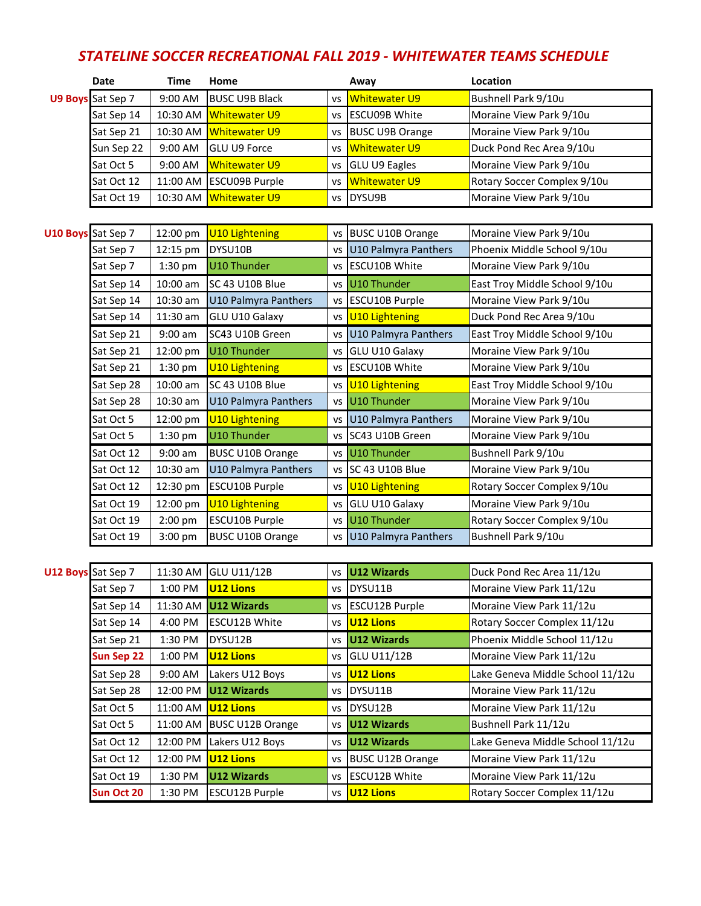# STATELINE SOCCER RECREATIONAL FALL 2019 - WHITEWATER TEAMS SCHEDULE

| | Date | Time | Home | | Away | Location |
|---|---|---|---|---|---|---|
| **U9 Boys** | Sat Sep 7 | 9:00 AM | BUSC U9B Black | vs | Whitewater U9 | Bushnell Park 9/10u |
| | Sat Sep 14 | 10:30 AM | Whitewater U9 | vs | ESCU09B White | Moraine View Park 9/10u |
| | Sat Sep 21 | 10:30 AM | Whitewater U9 | vs | BUSC U9B Orange | Moraine View Park 9/10u |
| | Sun Sep 22 | 9:00 AM | GLU U9 Force | vs | Whitewater U9 | Duck Pond Rec Area 9/10u |
| | Sat Oct 5 | 9:00 AM | Whitewater U9 | vs | GLU U9 Eagles | Moraine View Park 9/10u |
| | Sat Oct 12 | 11:00 AM | ESCU09B Purple | vs | Whitewater U9 | Rotary Soccer Complex 9/10u |
| | Sat Oct 19 | 10:30 AM | Whitewater U9 | vs | DYSU9B | Moraine View Park 9/10u |
| **U10 Boys** | Sat Sep 7 | 12:00 pm | U10 Lightening | vs | BUSC U10B Orange | Moraine View Park 9/10u |
| | Sat Sep 7 | 12:15 pm | DYSU10B | vs | U10 Palmyra Panthers | Phoenix Middle School 9/10u |
| | Sat Sep 7 | 1:30 pm | U10 Thunder | vs | ESCU10B White | Moraine View Park 9/10u |
| | Sat Sep 14 | 10:00 am | SC 43 U10B Blue | vs | U10 Thunder | East Troy Middle School 9/10u |
| | Sat Sep 14 | 10:30 am | U10 Palmyra Panthers | vs | ESCU10B Purple | Moraine View Park 9/10u |
| | Sat Sep 14 | 11:30 am | GLU U10 Galaxy | vs | U10 Lightening | Duck Pond Rec Area 9/10u |
| | Sat Sep 21 | 9:00 am | SC43 U10B Green | vs | U10 Palmyra Panthers | East Troy Middle School 9/10u |
| | Sat Sep 21 | 12:00 pm | U10 Thunder | vs | GLU U10 Galaxy | Moraine View Park 9/10u |
| | Sat Sep 21 | 1:30 pm | U10 Lightening | vs | ESCU10B White | Moraine View Park 9/10u |
| | Sat Sep 28 | 10:00 am | SC 43 U10B Blue | vs | U10 Lightening | East Troy Middle School 9/10u |
| | Sat Sep 28 | 10:30 am | U10 Palmyra Panthers | vs | U10 Thunder | Moraine View Park 9/10u |
| | Sat Oct 5 | 12:00 pm | U10 Lightening | vs | U10 Palmyra Panthers | Moraine View Park 9/10u |
| | Sat Oct 5 | 1:30 pm | U10 Thunder | vs | SC43 U10B Green | Moraine View Park 9/10u |
| | Sat Oct 12 | 9:00 am | BUSC U10B Orange | vs | U10 Thunder | Bushnell Park 9/10u |
| | Sat Oct 12 | 10:30 am | U10 Palmyra Panthers | vs | SC 43 U10B Blue | Moraine View Park 9/10u |
| | Sat Oct 12 | 12:30 pm | ESCU10B Purple | vs | U10 Lightening | Rotary Soccer Complex 9/10u |
| | Sat Oct 19 | 12:00 pm | U10 Lightening | vs | GLU U10 Galaxy | Moraine View Park 9/10u |
| | Sat Oct 19 | 2:00 pm | ESCU10B Purple | vs | U10 Thunder | Rotary Soccer Complex 9/10u |
| | Sat Oct 19 | 3:00 pm | BUSC U10B Orange | vs | U10 Palmyra Panthers | Bushnell Park 9/10u |
| **U12 Boys** | Sat Sep 7 | 11:30 AM | GLU U11/12B | vs | **U12 Wizards** | Duck Pond Rec Area 11/12u |
| | Sat Sep 7 | 1:00 PM | **U12 Lions** | vs | DYSU11B | Moraine View Park 11/12u |
| | Sat Sep 14 | 11:30 AM | **U12 Wizards** | vs | ESCU12B Purple | Moraine View Park 11/12u |
| | Sat Sep 14 | 4:00 PM | ESCU12B White | vs | **U12 Lions** | Rotary Soccer Complex 11/12u |
| | Sat Sep 21 | 1:30 PM | DYSU12B | vs | **U12 Wizards** | Phoenix Middle School 11/12u |
| | **Sun Sep 22** | 1:00 PM | **U12 Lions** | vs | GLU U11/12B | Moraine View Park 11/12u |
| | Sat Sep 28 | 9:00 AM | Lakers U12 Boys | vs | **U12 Lions** | Lake Geneva Middle School 11/12u |
| | Sat Sep 28 | 12:00 PM | **U12 Wizards** | vs | DYSU11B | Moraine View Park 11/12u |
| | Sat Oct 5 | 11:00 AM | **U12 Lions** | vs | DYSU12B | Moraine View Park 11/12u |
| | Sat Oct 5 | 11:00 AM | BUSC U12B Orange | vs | **U12 Wizards** | Bushnell Park 11/12u |
| | Sat Oct 12 | 12:00 PM | Lakers U12 Boys | vs | **U12 Wizards** | Lake Geneva Middle School 11/12u |
| | Sat Oct 12 | 12:00 PM | **U12 Lions** | vs | BUSC U12B Orange | Moraine View Park 11/12u |
| | Sat Oct 19 | 1:30 PM | **U12 Wizards** | vs | ESCU12B White | Moraine View Park 11/12u |
| | **Sun Oct 20** | 1:30 PM | ESCU12B Purple | vs | **U12 Lions** | Rotary Soccer Complex 11/12u |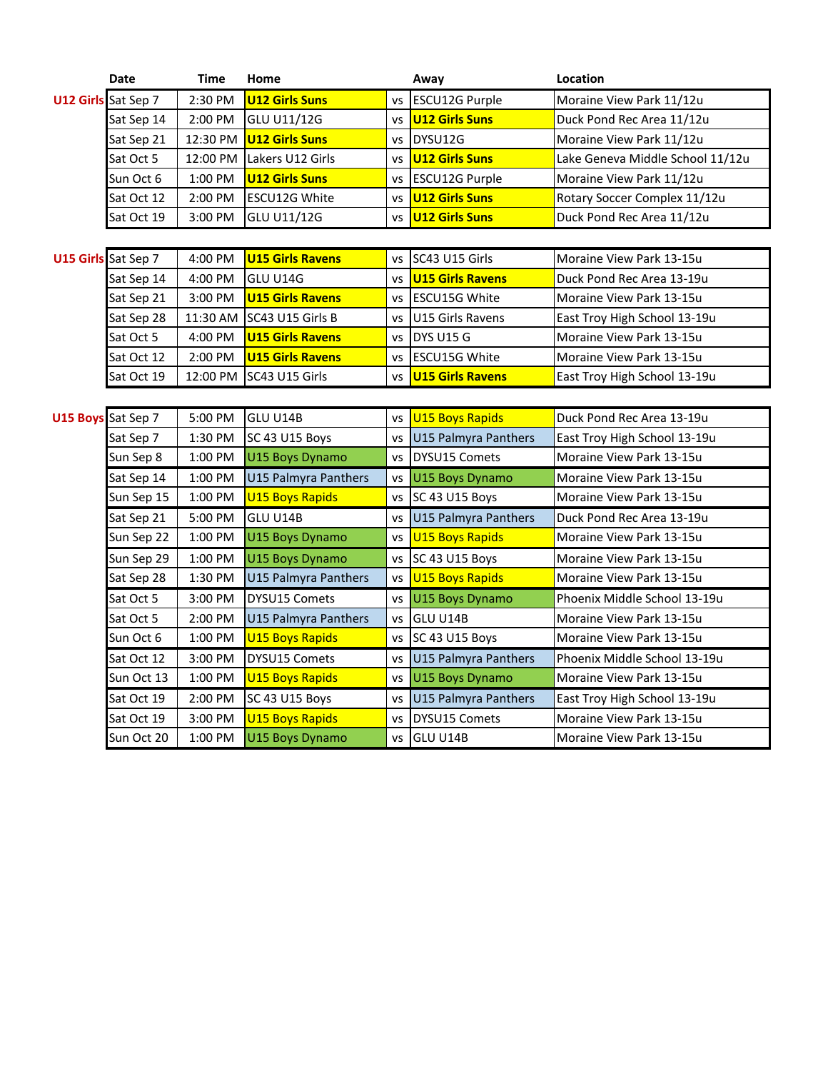| | Date | Time | Home | | Away | Location |
|---|---|---|---|---|---|---|
| **U12 Girls** | Sat Sep 7 | 2:30 PM | **U12 Girls Suns** | vs | ESCU12G Purple | Moraine View Park 11/12u |
| | Sat Sep 14 | 2:00 PM | GLU U11/12G | vs | **U12 Girls Suns** | Duck Pond Rec Area 11/12u |
| | Sat Sep 21 | 12:30 PM | **U12 Girls Suns** | vs | DYSU12G | Moraine View Park 11/12u |
| | Sat Oct 5 | 12:00 PM | Lakers U12 Girls | vs | **U12 Girls Suns** | Lake Geneva Middle School 11/12u |
| | Sun Oct 6 | 1:00 PM | **U12 Girls Suns** | vs | ESCU12G Purple | Moraine View Park 11/12u |
| | Sat Oct 12 | 2:00 PM | ESCU12G White | vs | **U12 Girls Suns** | Rotary Soccer Complex 11/12u |
| | Sat Oct 19 | 3:00 PM | GLU U11/12G | vs | **U12 Girls Suns** | Duck Pond Rec Area 11/12u |
| | | | | | | |
| **U15 Girls** | Sat Sep 7 | 4:00 PM | **U15 Girls Ravens** | vs | SC43 U15 Girls | Moraine View Park 13-15u |
| | Sat Sep 14 | 4:00 PM | GLU U14G | vs | **U15 Girls Ravens** | Duck Pond Rec Area 13-19u |
| | Sat Sep 21 | 3:00 PM | **U15 Girls Ravens** | vs | ESCU15G White | Moraine View Park 13-15u |
| | Sat Sep 28 | 11:30 AM | SC43 U15 Girls B | vs | U15 Girls Ravens | East Troy High School 13-19u |
| | Sat Oct 5 | 4:00 PM | **U15 Girls Ravens** | vs | DYS U15 G | Moraine View Park 13-15u |
| | Sat Oct 12 | 2:00 PM | **U15 Girls Ravens** | vs | ESCU15G White | Moraine View Park 13-15u |
| | Sat Oct 19 | 12:00 PM | SC43 U15 Girls | vs | **U15 Girls Ravens** | East Troy High School 13-19u |
| | | | | | | |
| **U15 Boys** | Sat Sep 7 | 5:00 PM | GLU U14B | vs | U15 Boys Rapids | Duck Pond Rec Area 13-19u |
| | Sat Sep 7 | 1:30 PM | SC 43 U15 Boys | vs | U15 Palmyra Panthers | East Troy High School 13-19u |
| | Sun Sep 8 | 1:00 PM | U15 Boys Dynamo | vs | DYSU15 Comets | Moraine View Park 13-15u |
| | Sat Sep 14 | 1:00 PM | U15 Palmyra Panthers | vs | U15 Boys Dynamo | Moraine View Park 13-15u |
| | Sun Sep 15 | 1:00 PM | U15 Boys Rapids | vs | SC 43 U15 Boys | Moraine View Park 13-15u |
| | Sat Sep 21 | 5:00 PM | GLU U14B | vs | U15 Palmyra Panthers | Duck Pond Rec Area 13-19u |
| | Sun Sep 22 | 1:00 PM | U15 Boys Dynamo | vs | U15 Boys Rapids | Moraine View Park 13-15u |
| | Sun Sep 29 | 1:00 PM | U15 Boys Dynamo | vs | SC 43 U15 Boys | Moraine View Park 13-15u |
| | Sat Sep 28 | 1:30 PM | U15 Palmyra Panthers | vs | U15 Boys Rapids | Moraine View Park 13-15u |
| | Sat Oct 5 | 3:00 PM | DYSU15 Comets | vs | U15 Boys Dynamo | Phoenix Middle School 13-19u |
| | Sat Oct 5 | 2:00 PM | U15 Palmyra Panthers | vs | GLU U14B | Moraine View Park 13-15u |
| | Sun Oct 6 | 1:00 PM | U15 Boys Rapids | vs | SC 43 U15 Boys | Moraine View Park 13-15u |
| | Sat Oct 12 | 3:00 PM | DYSU15 Comets | vs | U15 Palmyra Panthers | Phoenix Middle School 13-19u |
| | Sun Oct 13 | 1:00 PM | U15 Boys Rapids | vs | U15 Boys Dynamo | Moraine View Park 13-15u |
| | Sat Oct 19 | 2:00 PM | SC 43 U15 Boys | vs | U15 Palmyra Panthers | East Troy High School 13-19u |
| | Sat Oct 19 | 3:00 PM | U15 Boys Rapids | vs | DYSU15 Comets | Moraine View Park 13-15u |
| | Sun Oct 20 | 1:00 PM | U15 Boys Dynamo | vs | GLU U14B | Moraine View Park 13-15u |